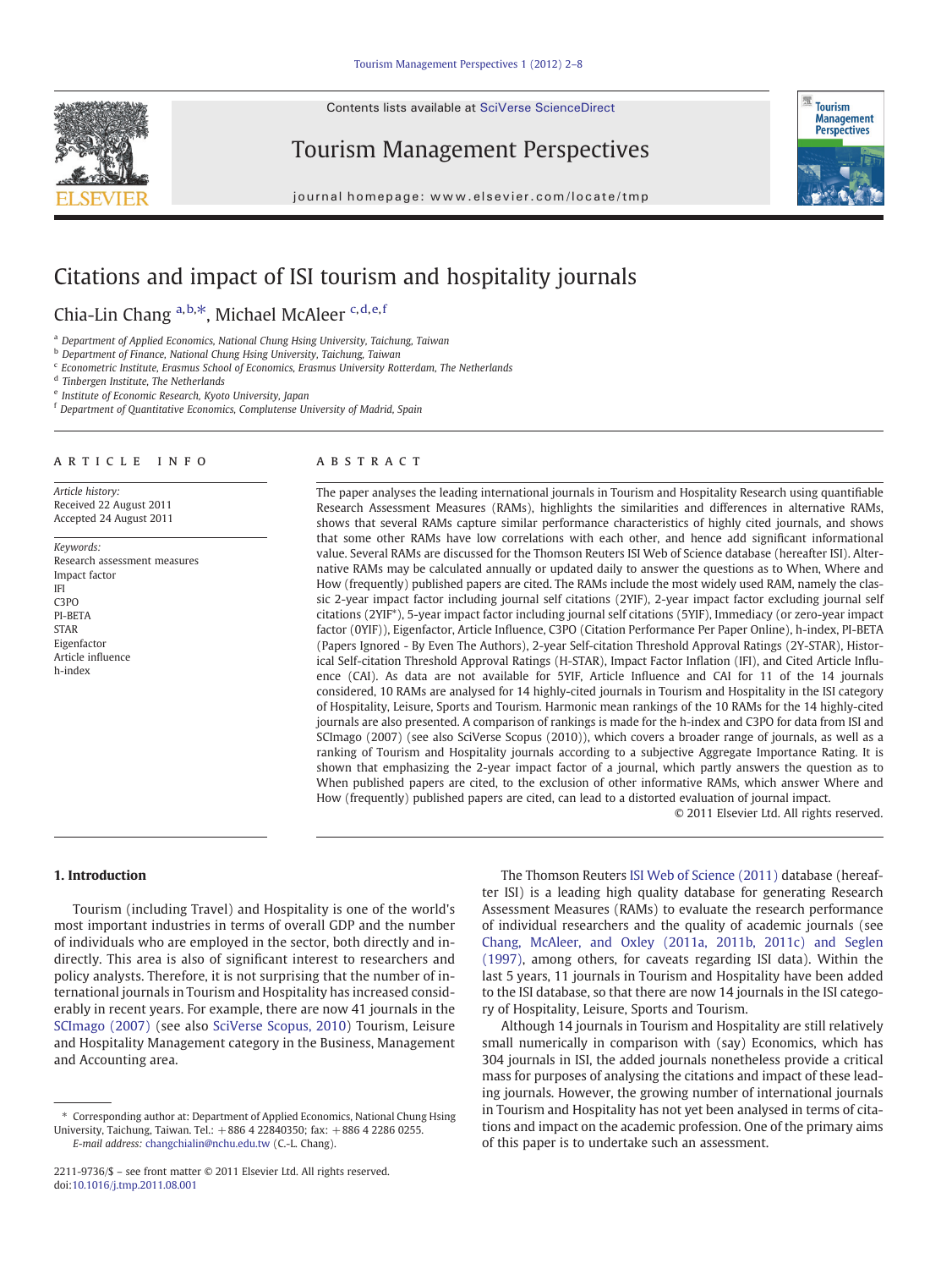Contents lists available at SciVerse ScienceDirect

# Tourism Management Perspectives

journal homepage: www.elsevier.com/locate/tmp

# Citations and impact of ISI tourism and hospitality journals

Chia-Lin Chang [a,b,*], Michael McAleer [c,d,e,f]

[a] Department of Applied Economics, National Chung Hsing University, Taichung, Taiwan
[b] Department of Finance, National Chung Hsing University, Taichung, Taiwan
[c] Econometric Institute, Erasmus School of Economics, Erasmus University Rotterdam, The Netherlands
[d] Tinbergen Institute, The Netherlands
[e] Institute of Economic Research, Kyoto University, Japan
[f] Department of Quantitative Economics, Complutense University of Madrid, Spain

## ARTICLE INFO

*Article history:*
Received 22 August 2011
Accepted 24 August 2011

*Keywords:*
Research assessment measures
Impact factor
IFI
C3PO
PI-BETA
STAR
Eigenfactor
Article influence
h-index

## ABSTRACT

The paper analyses the leading international journals in Tourism and Hospitality Research using quantifiable Research Assessment Measures (RAMs), highlights the similarities and differences in alternative RAMs, shows that several RAMs capture similar performance characteristics of highly cited journals, and shows that some other RAMs have low correlations with each other, and hence add significant informational value. Several RAMs are discussed for the Thomson Reuters ISI Web of Science database (hereafter ISI). Alternative RAMs may be calculated annually or updated daily to answer the questions as to When, Where and How (frequently) published papers are cited. The RAMs include the most widely used RAM, namely the classic 2-year impact factor including journal self citations (2YIF), 2-year impact factor excluding journal self citations (2YIF*), 5-year impact factor including journal self citations (5YIF), Immediacy (or zero-year impact factor (0YIF)), Eigenfactor, Article Influence, C3PO (Citation Performance Per Paper Online), h-index, PI-BETA (Papers Ignored - By Even The Authors), 2-year Self-citation Threshold Approval Ratings (2Y-STAR), Historical Self-citation Threshold Approval Ratings (H-STAR), Impact Factor Inflation (IFI), and Cited Article Influence (CAI). As data are not available for 5YIF, Article Influence and CAI for 11 of the 14 journals considered, 10 RAMs are analysed for 14 highly-cited journals in Tourism and Hospitality in the ISI category of Hospitality, Leisure, Sports and Tourism. Harmonic mean rankings of the 10 RAMs for the 14 highly-cited journals are also presented. A comparison of rankings is made for the h-index and C3PO for data from ISI and SCImago (2007) (see also SciVerse Scopus (2010)), which covers a broader range of journals, as well as a ranking of Tourism and Hospitality journals according to a subjective Aggregate Importance Rating. It is shown that emphasizing the 2-year impact factor of a journal, which partly answers the question as to When published papers are cited, to the exclusion of other informative RAMs, which answer Where and How (frequently) published papers are cited, can lead to a distorted evaluation of journal impact.

© 2011 Elsevier Ltd. All rights reserved.

## 1. Introduction

Tourism (including Travel) and Hospitality is one of the world's most important industries in terms of overall GDP and the number of individuals who are employed in the sector, both directly and indirectly. This area is also of significant interest to researchers and policy analysts. Therefore, it is not surprising that the number of international journals in Tourism and Hospitality has increased considerably in recent years. For example, there are now 41 journals in the SCImago (2007) (see also SciVerse Scopus, 2010) Tourism, Leisure and Hospitality Management category in the Business, Management and Accounting area.

The Thomson Reuters ISI Web of Science (2011) database (hereafter ISI) is a leading high quality database for generating Research Assessment Measures (RAMs) to evaluate the research performance of individual researchers and the quality of academic journals (see Chang, McAleer, and Oxley (2011a, 2011b, 2011c) and Seglen (1997), among others, for caveats regarding ISI data). Within the last 5 years, 11 journals in Tourism and Hospitality have been added to the ISI database, so that there are now 14 journals in the ISI category of Hospitality, Leisure, Sports and Tourism.

Although 14 journals in Tourism and Hospitality are still relatively small numerically in comparison with (say) Economics, which has 304 journals in ISI, the added journals nonetheless provide a critical mass for purposes of analysing the citations and impact of these leading journals. However, the growing number of international journals in Tourism and Hospitality has not yet been analysed in terms of citations and impact on the academic profession. One of the primary aims of this paper is to undertake such an assessment.

\* Corresponding author at: Department of Applied Economics, National Chung Hsing University, Taichung, Taiwan. Tel.: +886 4 22840350; fax: +886 4 2286 0255.
*E-mail address:* changchialin@nchu.edu.tw (C.-L. Chang).

2211-9736/$ – see front matter © 2011 Elsevier Ltd. All rights reserved.
doi:10.1016/j.tmp.2011.08.001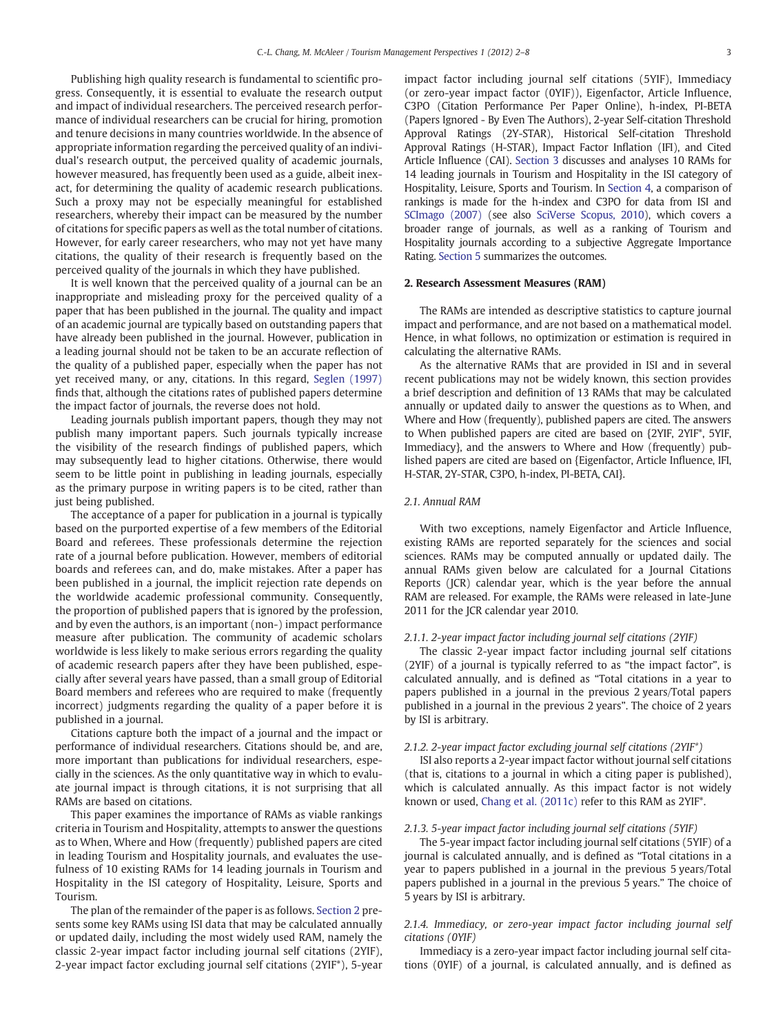Publishing high quality research is fundamental to scientific progress. Consequently, it is essential to evaluate the research output and impact of individual researchers. The perceived research performance of individual researchers can be crucial for hiring, promotion and tenure decisions in many countries worldwide. In the absence of appropriate information regarding the perceived quality of an individual's research output, the perceived quality of academic journals, however measured, has frequently been used as a guide, albeit inexact, for determining the quality of academic research publications. Such a proxy may not be especially meaningful for established researchers, whereby their impact can be measured by the number of citations for specific papers as well as the total number of citations. However, for early career researchers, who may not yet have many citations, the quality of their research is frequently based on the perceived quality of the journals in which they have published.

It is well known that the perceived quality of a journal can be an inappropriate and misleading proxy for the perceived quality of a paper that has been published in the journal. The quality and impact of an academic journal are typically based on outstanding papers that have already been published in the journal. However, publication in a leading journal should not be taken to be an accurate reflection of the quality of a published paper, especially when the paper has not yet received many, or any, citations. In this regard, Seglen (1997) finds that, although the citations rates of published papers determine the impact factor of journals, the reverse does not hold.

Leading journals publish important papers, though they may not publish many important papers. Such journals typically increase the visibility of the research findings of published papers, which may subsequently lead to higher citations. Otherwise, there would seem to be little point in publishing in leading journals, especially as the primary purpose in writing papers is to be cited, rather than just being published.

The acceptance of a paper for publication in a journal is typically based on the purported expertise of a few members of the Editorial Board and referees. These professionals determine the rejection rate of a journal before publication. However, members of editorial boards and referees can, and do, make mistakes. After a paper has been published in a journal, the implicit rejection rate depends on the worldwide academic professional community. Consequently, the proportion of published papers that is ignored by the profession, and by even the authors, is an important (non-) impact performance measure after publication. The community of academic scholars worldwide is less likely to make serious errors regarding the quality of academic research papers after they have been published, especially after several years have passed, than a small group of Editorial Board members and referees who are required to make (frequently incorrect) judgments regarding the quality of a paper before it is published in a journal.

Citations capture both the impact of a journal and the impact or performance of individual researchers. Citations should be, and are, more important than publications for individual researchers, especially in the sciences. As the only quantitative way in which to evaluate journal impact is through citations, it is not surprising that all RAMs are based on citations.

This paper examines the importance of RAMs as viable rankings criteria in Tourism and Hospitality, attempts to answer the questions as to When, Where and How (frequently) published papers are cited in leading Tourism and Hospitality journals, and evaluates the usefulness of 10 existing RAMs for 14 leading journals in Tourism and Hospitality in the ISI category of Hospitality, Leisure, Sports and Tourism.

The plan of the remainder of the paper is as follows. Section 2 presents some key RAMs using ISI data that may be calculated annually or updated daily, including the most widely used RAM, namely the classic 2-year impact factor including journal self citations (2YIF), 2-year impact factor excluding journal self citations (2YIF*), 5-year impact factor including journal self citations (5YIF), Immediacy (or zero-year impact factor (0YIF)), Eigenfactor, Article Influence, C3PO (Citation Performance Per Paper Online), h-index, PI-BETA (Papers Ignored - By Even The Authors), 2-year Self-citation Threshold Approval Ratings (2Y-STAR), Historical Self-citation Threshold Approval Ratings (H-STAR), Impact Factor Inflation (IFI), and Cited Article Influence (CAI). Section 3 discusses and analyses 10 RAMs for 14 leading journals in Tourism and Hospitality in the ISI category of Hospitality, Leisure, Sports and Tourism. In Section 4, a comparison of rankings is made for the h-index and C3PO for data from ISI and SCImago (2007) (see also SciVerse Scopus, 2010), which covers a broader range of journals, as well as a ranking of Tourism and Hospitality journals according to a subjective Aggregate Importance Rating. Section 5 summarizes the outcomes.

## 2. Research Assessment Measures (RAM)

The RAMs are intended as descriptive statistics to capture journal impact and performance, and are not based on a mathematical model. Hence, in what follows, no optimization or estimation is required in calculating the alternative RAMs.

As the alternative RAMs that are provided in ISI and in several recent publications may not be widely known, this section provides a brief description and definition of 13 RAMs that may be calculated annually or updated daily to answer the questions as to When, and Where and How (frequently), published papers are cited. The answers to When published papers are cited are based on {2YIF, 2YIF*, 5YIF, Immediacy}, and the answers to Where and How (frequently) published papers are cited are based on {Eigenfactor, Article Influence, IFI, H-STAR, 2Y-STAR, C3PO, h-index, PI-BETA, CAI}.

### 2.1. Annual RAM

With two exceptions, namely Eigenfactor and Article Influence, existing RAMs are reported separately for the sciences and social sciences. RAMs may be computed annually or updated daily. The annual RAMs given below are calculated for a Journal Citations Reports (JCR) calendar year, which is the year before the annual RAM are released. For example, the RAMs were released in late-June 2011 for the JCR calendar year 2010.

#### 2.1.1. 2-year impact factor including journal self citations (2YIF)

The classic 2-year impact factor including journal self citations (2YIF) of a journal is typically referred to as "the impact factor", is calculated annually, and is defined as "Total citations in a year to papers published in a journal in the previous 2 years/Total papers published in a journal in the previous 2 years". The choice of 2 years by ISI is arbitrary.

#### 2.1.2. 2-year impact factor excluding journal self citations (2YIF*)

ISI also reports a 2-year impact factor without journal self citations (that is, citations to a journal in which a citing paper is published), which is calculated annually. As this impact factor is not widely known or used, Chang et al. (2011c) refer to this RAM as 2YIF*.

#### 2.1.3. 5-year impact factor including journal self citations (5YIF)

The 5-year impact factor including journal self citations (5YIF) of a journal is calculated annually, and is defined as "Total citations in a year to papers published in a journal in the previous 5 years/Total papers published in a journal in the previous 5 years." The choice of 5 years by ISI is arbitrary.

#### 2.1.4. Immediacy, or zero-year impact factor including journal self citations (0YIF)

Immediacy is a zero-year impact factor including journal self citations (0YIF) of a journal, is calculated annually, and is defined as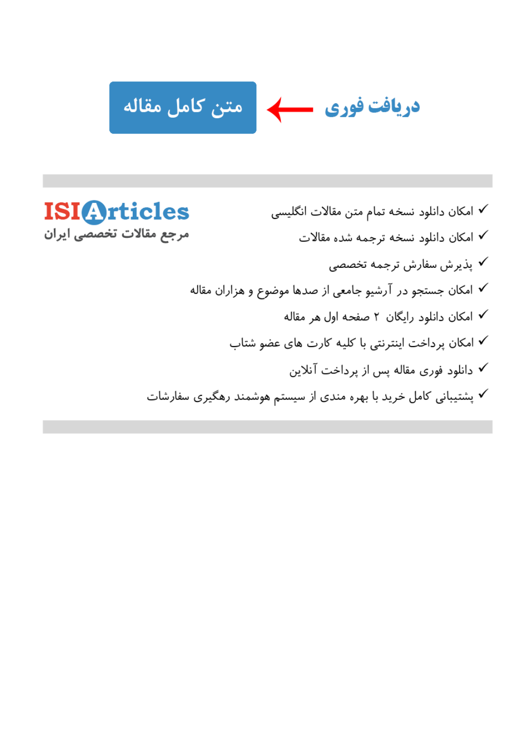دریافت فوری ← **متن کامل مقاله**

**ISIArticles**
مرجع مقالات تخصصی ایران

- ✓ امکان دانلود نسخه تمام متن مقالات انگلیسی
- ✓ امکان دانلود نسخه ترجمه شده مقالات
- ✓ پذیرش سفارش ترجمه تخصصی
- ✓ امکان جستجو در آرشیو جامعی از صدها موضوع و هزاران مقاله
- ✓ امکان دانلود رایگان ۲ صفحه اول هر مقاله
- ✓ امکان پرداخت اینترنتی با کلیه کارت های عضو شتاب
- ✓ دانلود فوری مقاله پس از پرداخت آنلاین
- ✓ پشتیبانی کامل خرید با بهره مندی از سیستم هوشمند رهگیری سفارشات